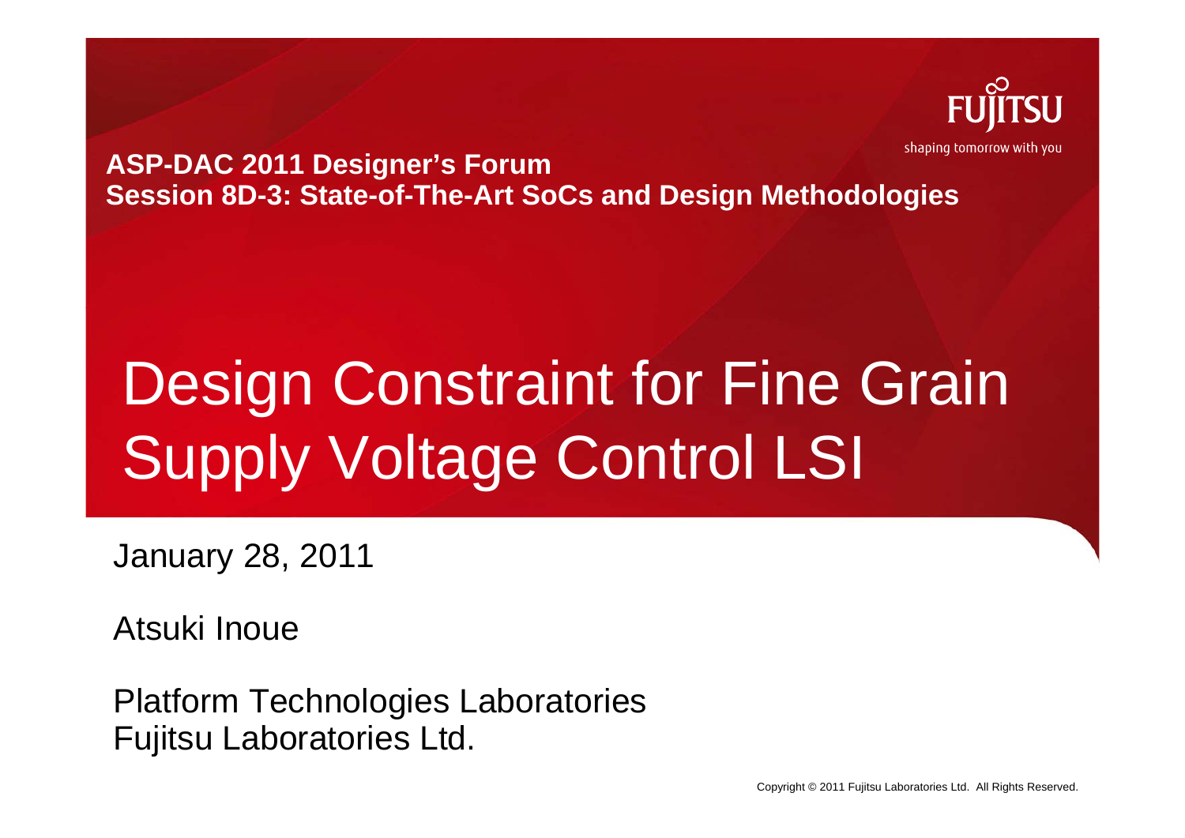**ASP-DAC 2011 Designer's Forum**
**Session 8D-3: State-of-The-Art SoCs and Design Methodologies**

# Design Constraint for Fine Grain Supply Voltage Control LSI

January 28, 2011

Atsuki Inoue

Platform Technologies Laboratories
Fujitsu Laboratories Ltd.

Copyright © 2011 Fujitsu Laboratories Ltd. All Rights Reserved.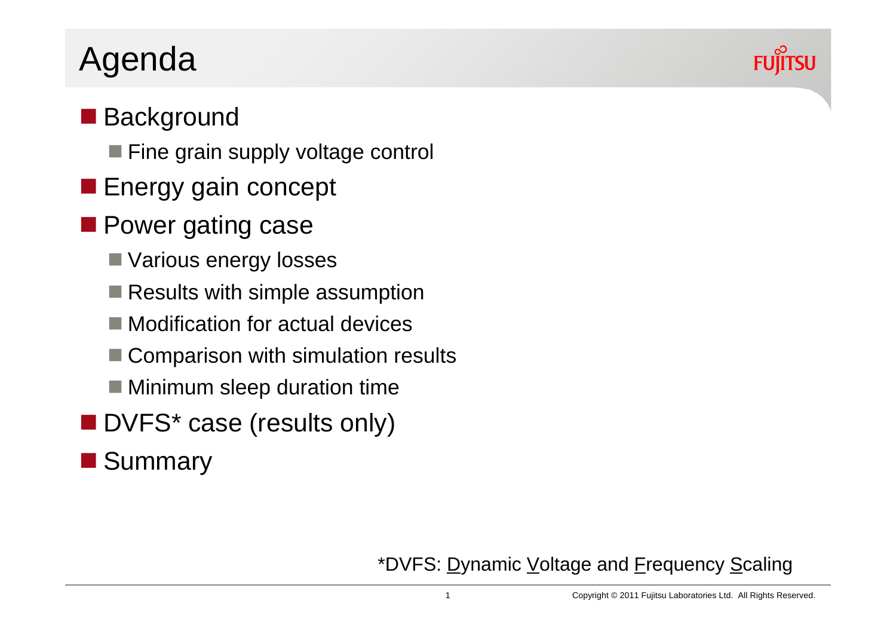# Agenda

- Background
  - Fine grain supply voltage control
- Energy gain concept
- Power gating case
  - Various energy losses
  - Results with simple assumption
  - Modification for actual devices
  - Comparison with simulation results
  - Minimum sleep duration time
- DVFS* case (results only)
- Summary

*DVFS: Dynamic Voltage and Frequency Scaling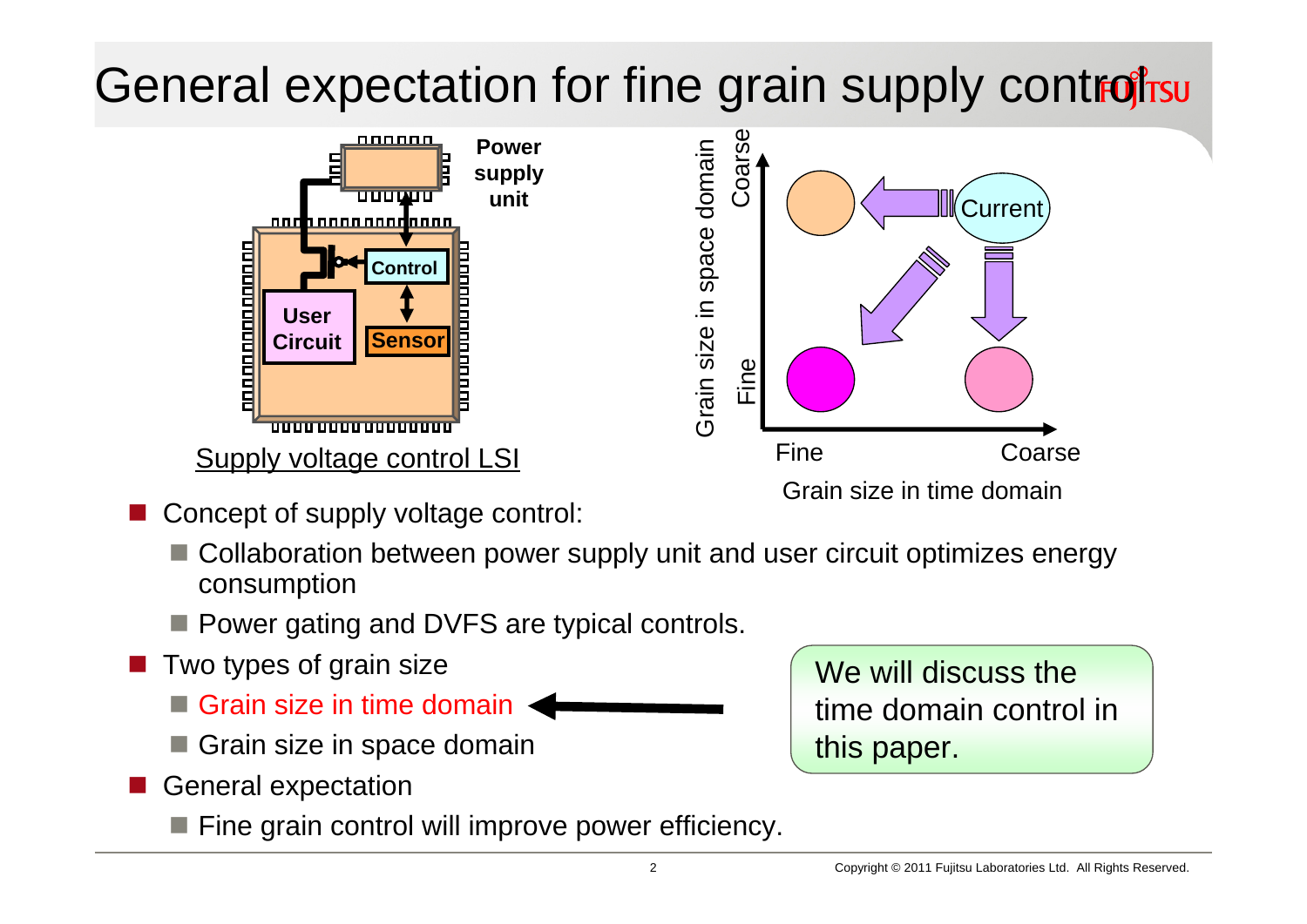# General expectation for fine grain supply control

Power supply unit

Control

User Circuit

Sensor

Supply voltage control LSI

Grain size in space domain: Coarse / Fine

Grain size in time domain: Fine / Coarse

Current

- Concept of supply voltage control:
  - Collaboration between power supply unit and user circuit optimizes energy consumption
  - Power gating and DVFS are typical controls.
- Two types of grain size
  - Grain size in time domain
  - Grain size in space domain
- General expectation
  - Fine grain control will improve power efficiency.

We will discuss the time domain control in this paper.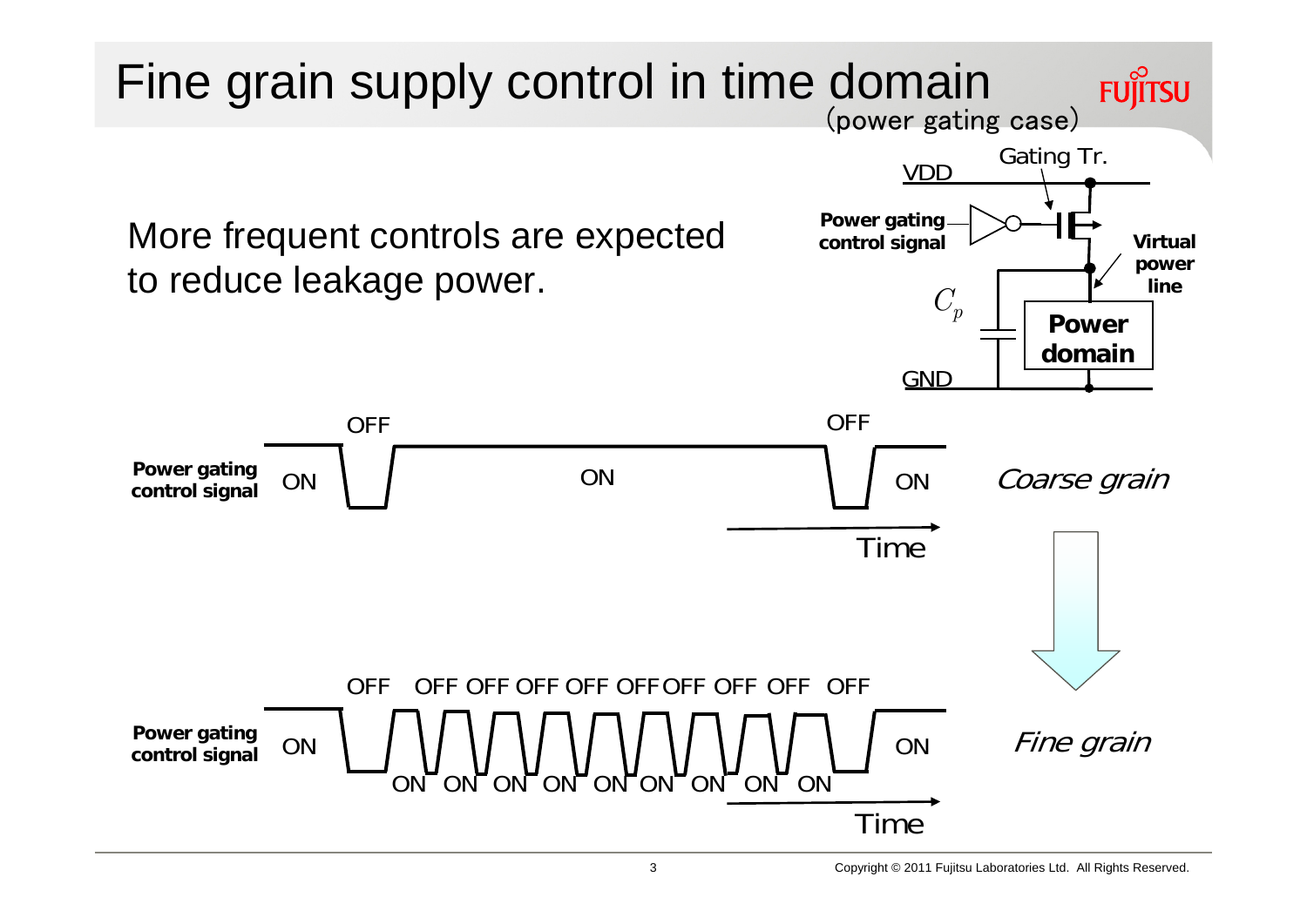# Fine grain supply control in time domain

(power gating case)

More frequent controls are expected to reduce leakage power.

VDD

Gating Tr.

Power gating control signal

Virtual power line

$C_p$

Power domain

GND

**Power gating control signal**

ON | OFF | ON | OFF | ON

*Coarse grain*

Time

**Power gating control signal**

ON | OFF | ON | OFF | ON | OFF | ON | OFF | ON | OFF | ON | OFF | ON | OFF | ON | OFF | ON | OFF | ON | OFF | ON

*Fine grain*

Time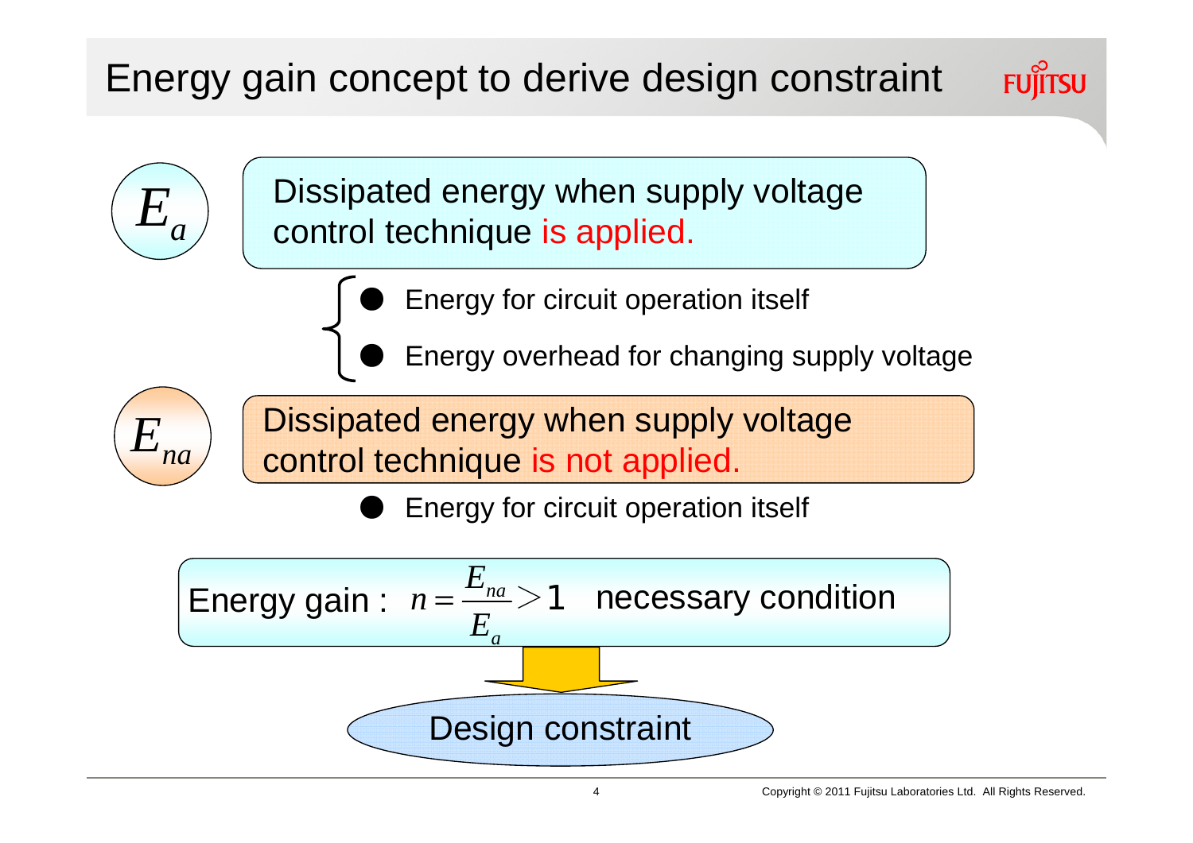# Energy gain concept to derive design constraint

$E_a$ — Dissipated energy when supply voltage control technique is applied.

- Energy for circuit operation itself
- Energy overhead for changing supply voltage

$E_{na}$ — Dissipated energy when supply voltage control technique is not applied.

- Energy for circuit operation itself

Energy gain : $n = \frac{E_{na}}{E_a} > 1$ necessary condition

↓

Design constraint

Copyright © 2011 Fujitsu Laboratories Ltd. All Rights Reserved.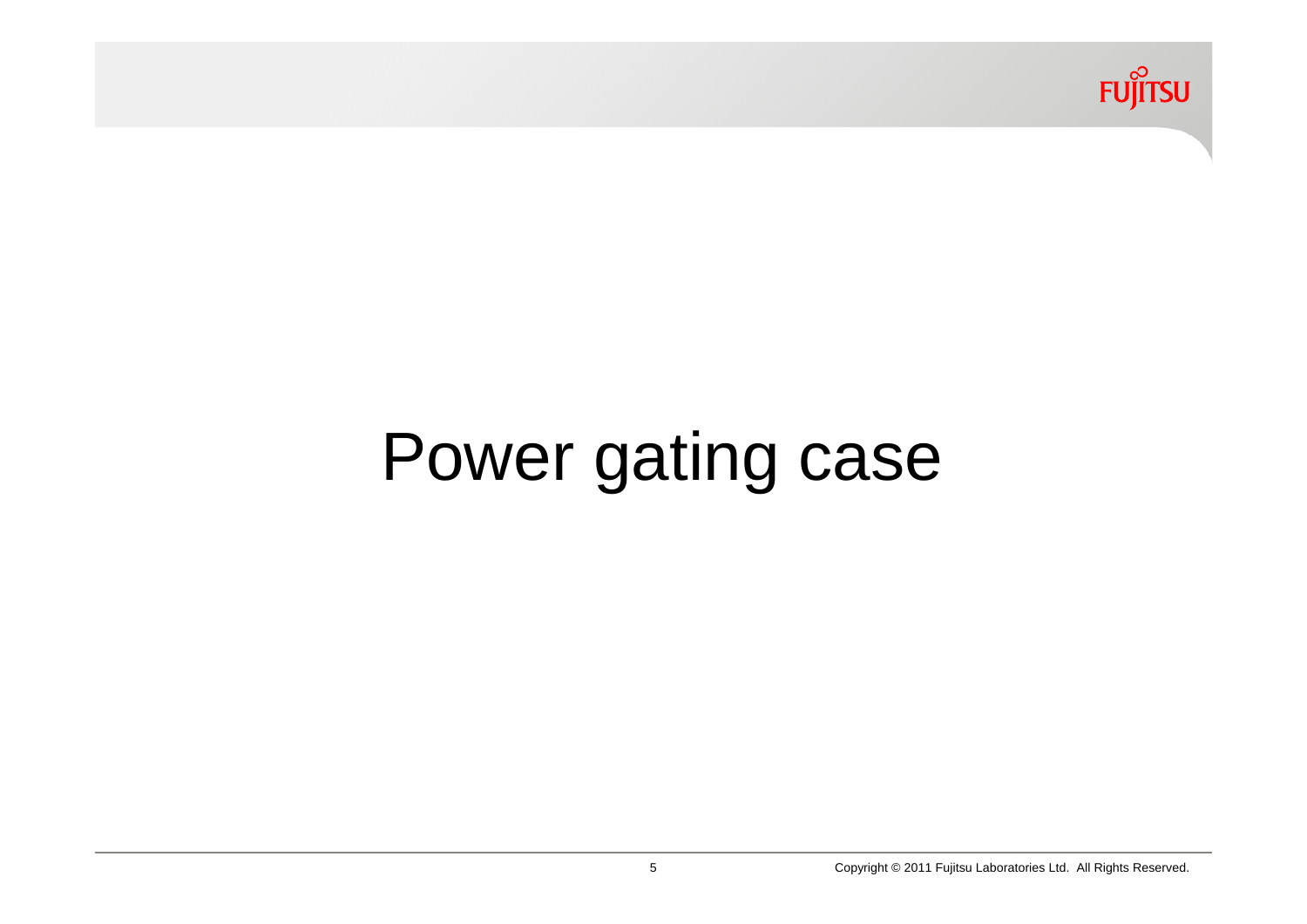# Power gating case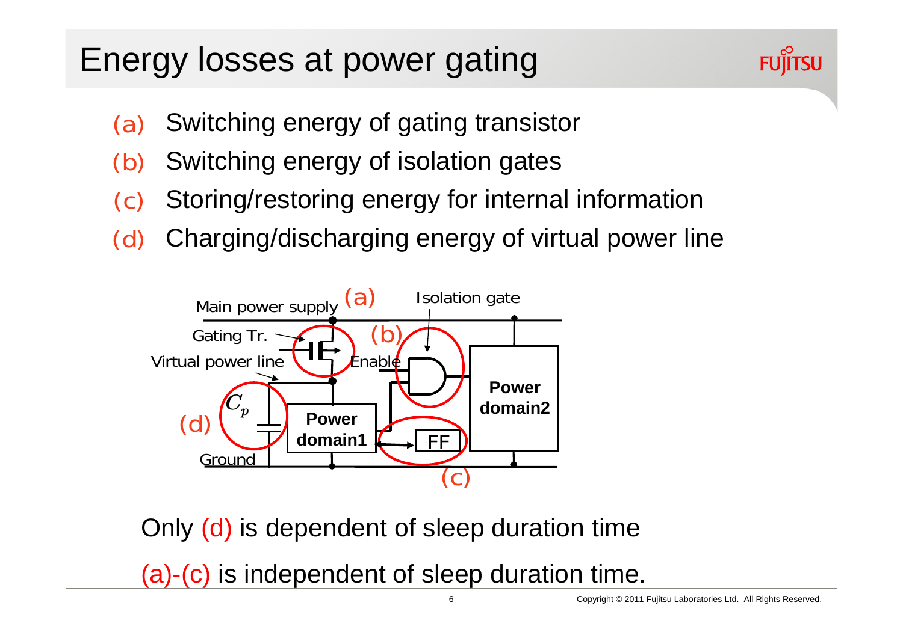# Energy losses at power gating

- (a) Switching energy of gating transistor
- (b) Switching energy of isolation gates
- (c) Storing/restoring energy for internal information
- (d) Charging/discharging energy of virtual power line

Main power supply (a) Isolation gate

Gating Tr. (b)

Virtual power line Enable

$C_p$

(d) Power domain1 Power domain2

FF

Ground

(c)

Only (d) is dependent of sleep duration time

(a)-(c) is independent of sleep duration time.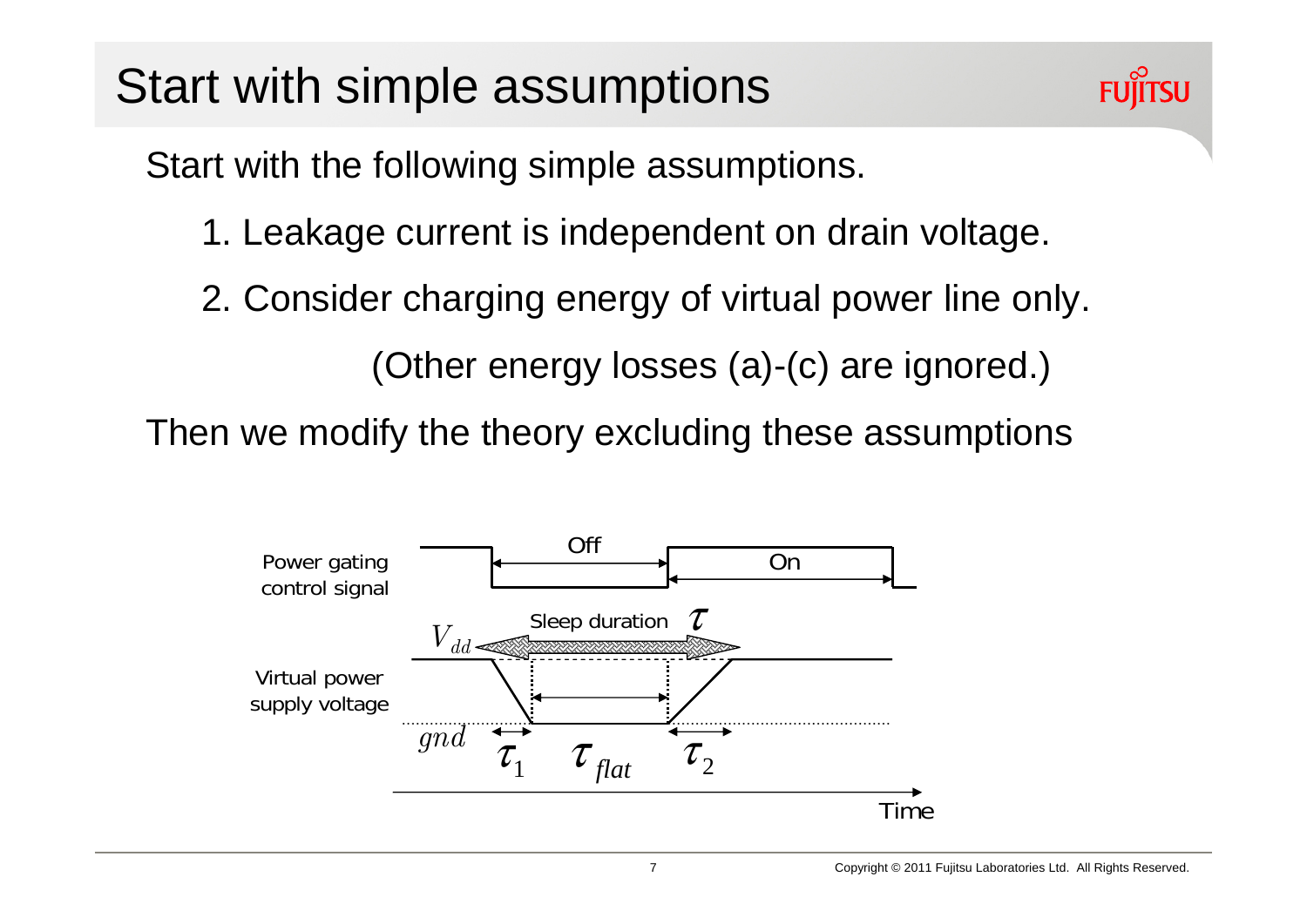# Start with simple assumptions

Start with the following simple assumptions.

1. Leakage current is independent on drain voltage.
2. Consider charging energy of virtual power line only.

   (Other energy losses (a)-(c) are ignored.)

Then we modify the theory excluding these assumptions

Power gating control signal: Off, On

Virtual power supply voltage: $V_{dd}$, $gnd$

Sleep duration $\tau$

$\tau_1$ $\tau_{flat}$ $\tau_2$

Time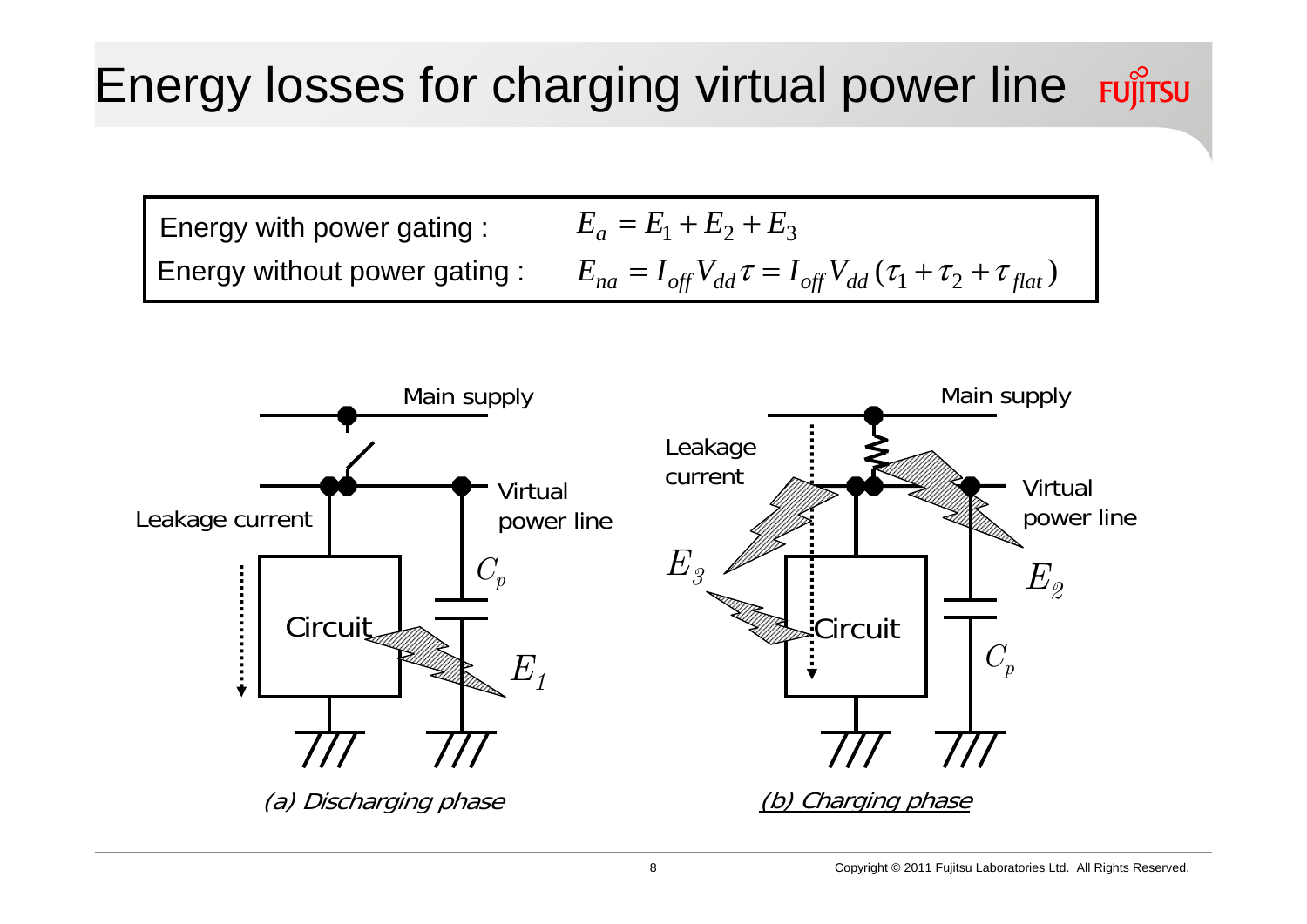# Energy losses for charging virtual power line

Energy with power gating : $E_a = E_1 + E_2 + E_3$

Energy without power gating : $E_{na} = I_{off} V_{dd} \tau = I_{off} V_{dd} (\tau_1 + \tau_2 + \tau_{flat})$

Main supply

Leakage current

Virtual power line

$C_p$

Circuit

$E_1$

*(a) Discharging phase*

Main supply

Leakage current

Virtual power line

$E_3$

$E_2$

Circuit

$C_p$

*(b) Charging phase*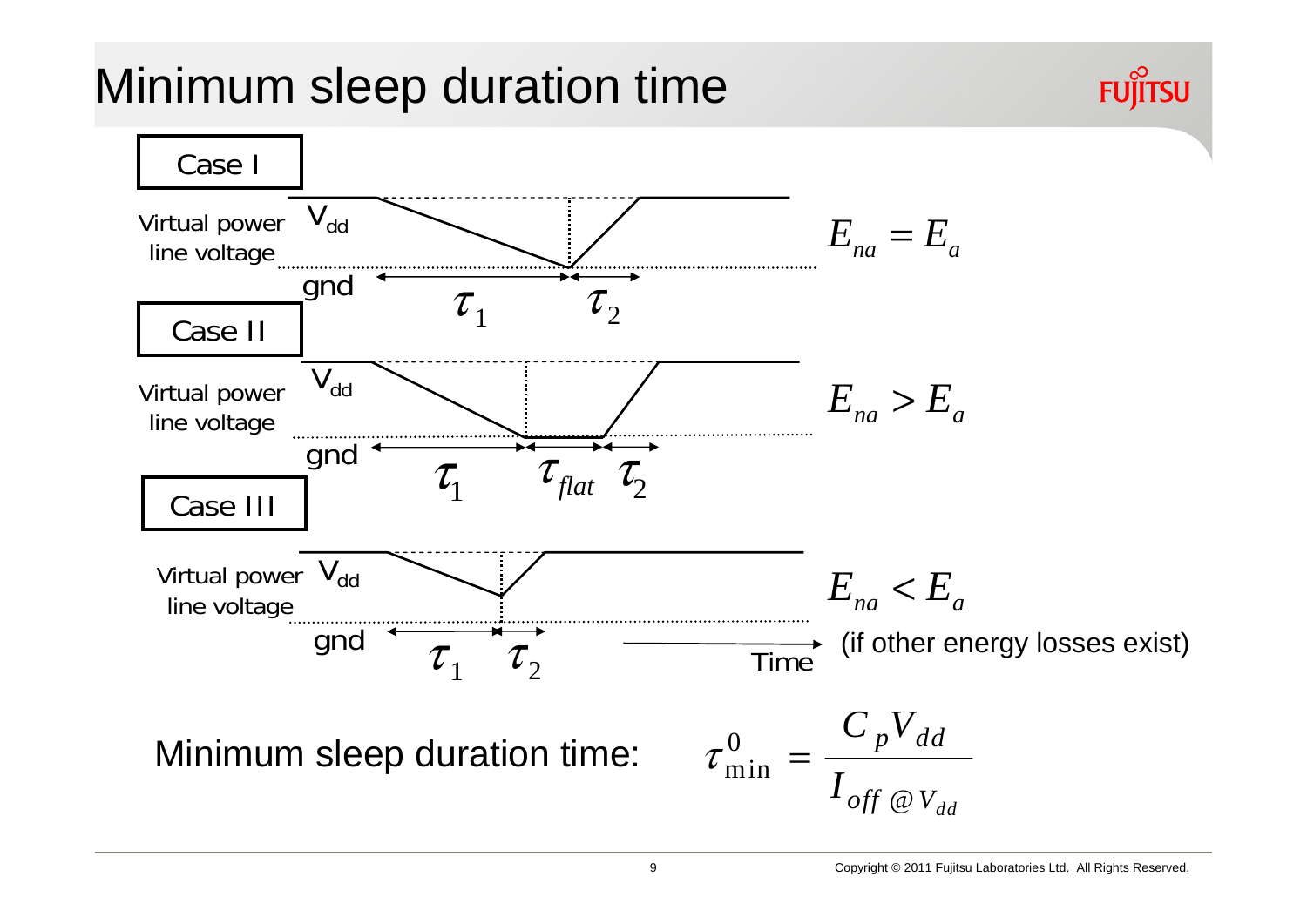# Minimum sleep duration time

**Case I**

Virtual power line voltage: $V_{dd}$, gnd, $\tau_1$, $\tau_2$

$$E_{na} = E_a$$

**Case II**

Virtual power line voltage: $V_{dd}$, gnd, $\tau_1$, $\tau_{flat}$, $\tau_2$

$$E_{na} > E_a$$

**Case III**

Virtual power line voltage: $V_{dd}$, gnd, $\tau_1$, $\tau_2$, Time

$$E_{na} < E_a$$

(if other energy losses exist)

Minimum sleep duration time:

$$\tau^0_{\min} = \frac{C_p V_{dd}}{I_{off\ @V_{dd}}}$$

Copyright © 2011 Fujitsu Laboratories Ltd. All Rights Reserved.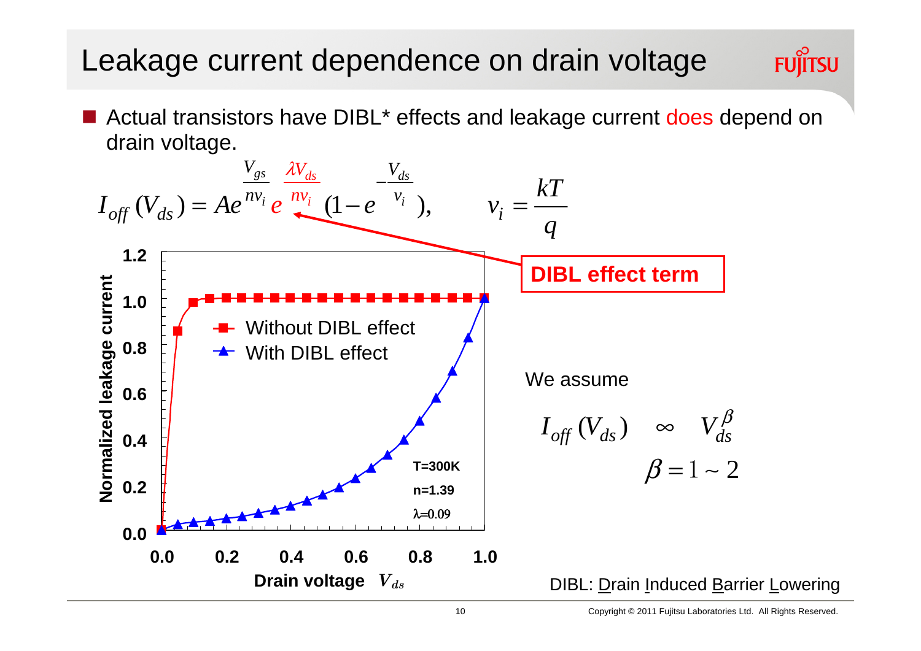# Leakage current dependence on drain voltage

- Actual transistors have DIBL* effects and leakage current does depend on drain voltage.

$$I_{off}(V_{ds}) = Ae^{\frac{V_{gs}}{nv_i}} e^{\frac{\lambda V_{ds}}{nv_i}} (1 - e^{-\frac{V_{ds}}{v_i}}), \qquad v_i = \frac{kT}{q}$$

DIBL effect term

Normalized leakage current vs. Drain voltage $V_{ds}$ (Without DIBL effect / With DIBL effect; T=300K, n=1.39, λ=0.09)

We assume

$$I_{off}(V_{ds}) \propto V_{ds}^{\beta}$$

$$\beta = 1 \sim 2$$

DIBL: Drain Induced Barrier Lowering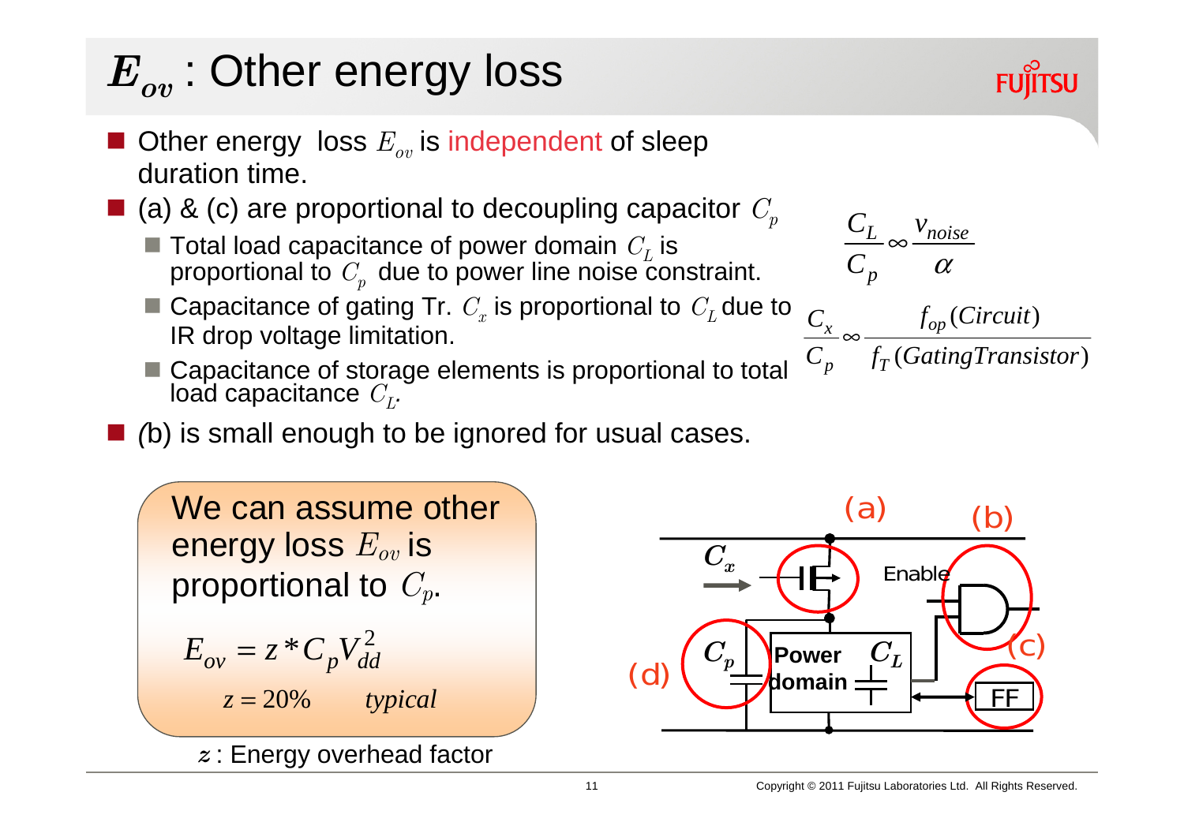# $E_{ov}$ : Other energy loss

- Other energy loss $E_{ov}$ is independent of sleep duration time.
- (a) & (c) are proportional to decoupling capacitor $C_p$
  - Total load capacitance of power domain $C_L$ is proportional to $C_p$ due to power line noise constraint.
  - Capacitance of gating Tr. $C_x$ is proportional to $C_L$ due to IR drop voltage limitation.
  - Capacitance of storage elements is proportional to total load capacitance $C_L$.
- (b) is small enough to be ignored for usual cases.

$$\frac{C_L}{C_p} \propto \frac{v_{noise}}{\alpha}$$

$$\frac{C_x}{C_p} \propto \frac{f_{op}(Circuit)}{f_T(GatingTransistor)}$$

We can assume other energy loss $E_{ov}$ is proportional to $C_p$.

$$E_{ov} = z * C_p V_{dd}^2$$

$$z = 20\% \qquad typical$$

$z$ : Energy overhead factor

(a) (b) (c) (d) $C_x$ Enable $C_p$ Power domain $C_L$ FF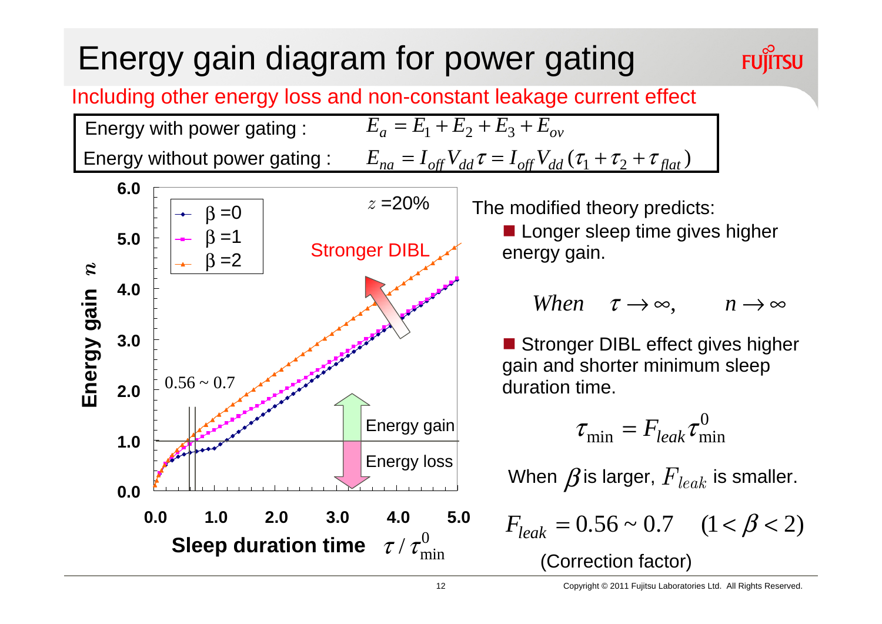# Energy gain diagram for power gating

Including other energy loss and non-constant leakage current effect

| | |
|---|---|
| Energy with power gating : | $E_a = E_1 + E_2 + E_3 + E_{ov}$ |
| Energy without power gating : | $E_{na} = I_{off} V_{dd} \tau = I_{off} V_{dd} (\tau_1 + \tau_2 + \tau_{flat})$ |

The modified theory predicts:

- Longer sleep time gives higher energy gain.

$$When \quad \tau \to \infty, \qquad n \to \infty$$

- Stronger DIBL effect gives higher gain and shorter minimum sleep duration time.

$$\tau_{\min} = F_{leak} \tau_{\min}^0$$

When $\beta$ is larger, $F_{leak}$ is smaller.

$$F_{leak} = 0.56 \sim 0.7 \quad (1 < \beta < 2)$$

(Correction factor)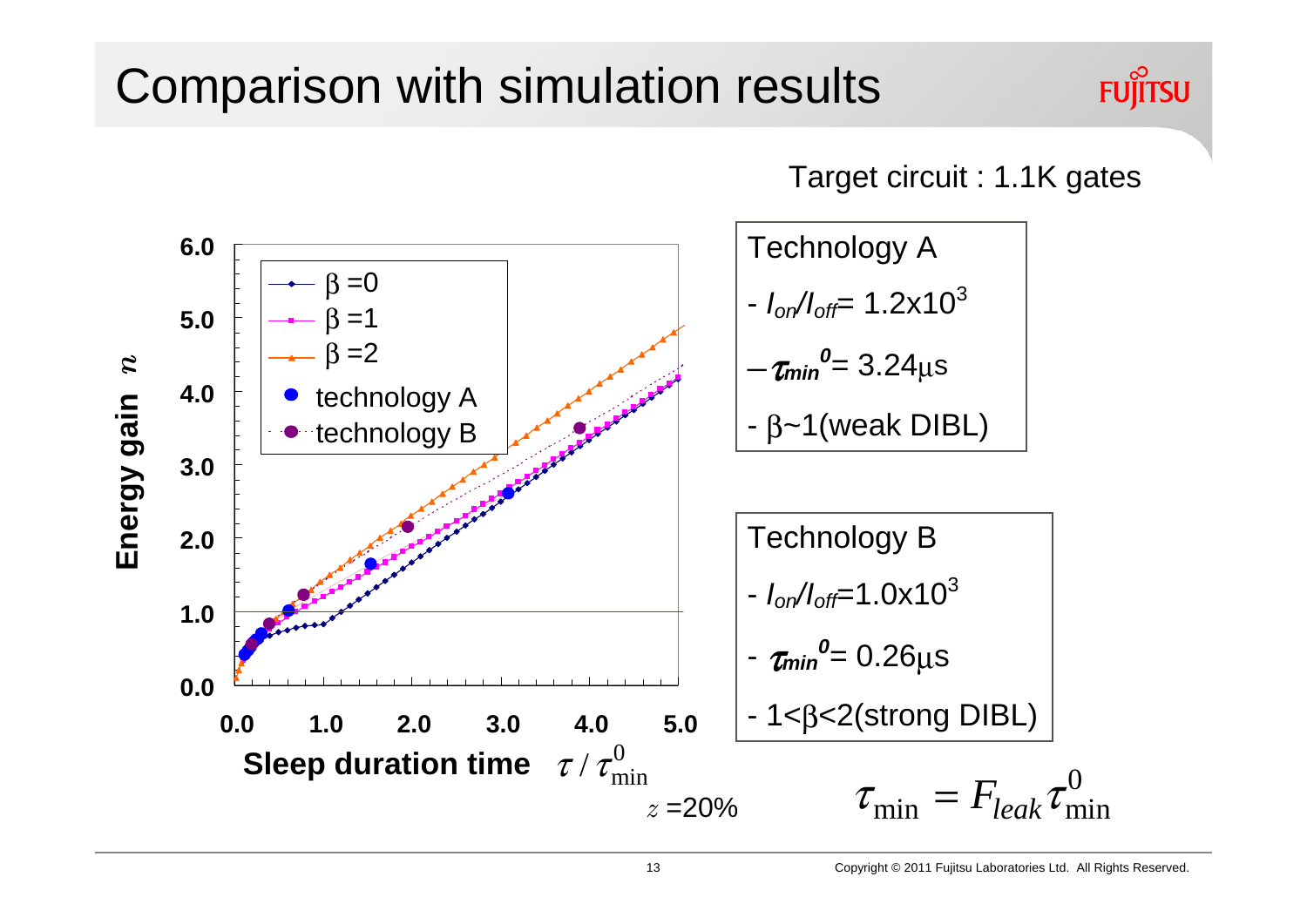# Comparison with simulation results

Target circuit : 1.1K gates

Energy gain $n$

- β =0
- β =1
- β =2
- technology A
- technology B

Sleep duration time $\tau / \tau_{\min}^{0}$

$z$ =20%

**Technology A**

- $I_{on}/I_{off}$= 1.2x10[3]
- $\tau_{min}^{0}$= 3.24μs
- β~1(weak DIBL)

**Technology B**

- $I_{on}/I_{off}$=1.0x10[3]
- $\tau_{min}^{0}$= 0.26μs
- 1<β<2(strong DIBL)

$$\tau_{\min} = F_{leak} \tau_{\min}^{0}$$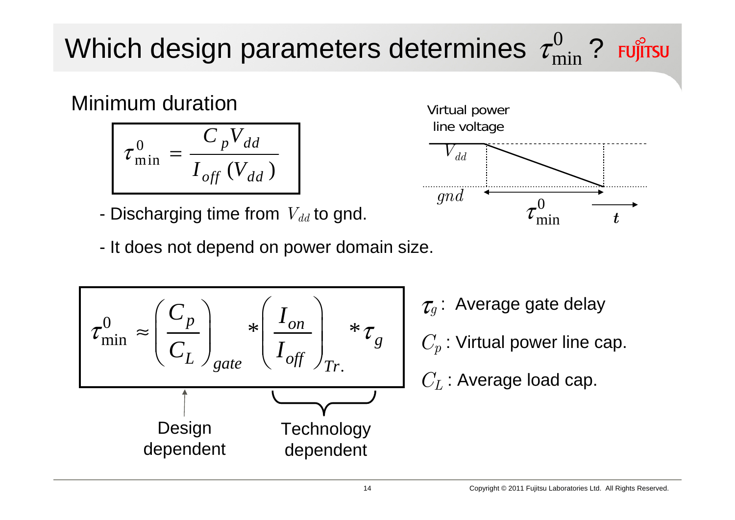# Which design parameters determines $\tau_{\min}^{0}$?

## Minimum duration

$$\tau_{\min}^{0} = \frac{C_p V_{dd}}{I_{off}(V_{dd})}$$

- Discharging time from $V_{dd}$ to gnd.
- It does not depend on power domain size.

Virtual power line voltage

$V_{dd}$

$gnd$

$\tau_{\min}^{0}$

$t$

$$\tau_{\min}^{0} \approx \left(\frac{C_p}{C_L}\right)_{gate} * \left(\frac{I_{on}}{I_{off}}\right)_{Tr.} * \tau_g$$

Design dependent: $\left(\frac{C_p}{C_L}\right)_{gate}$

Technology dependent: $\left(\frac{I_{on}}{I_{off}}\right)_{Tr.}$

$\tau_g$ : Average gate delay

$C_p$ : Virtual power line cap.

$C_L$ : Average load cap.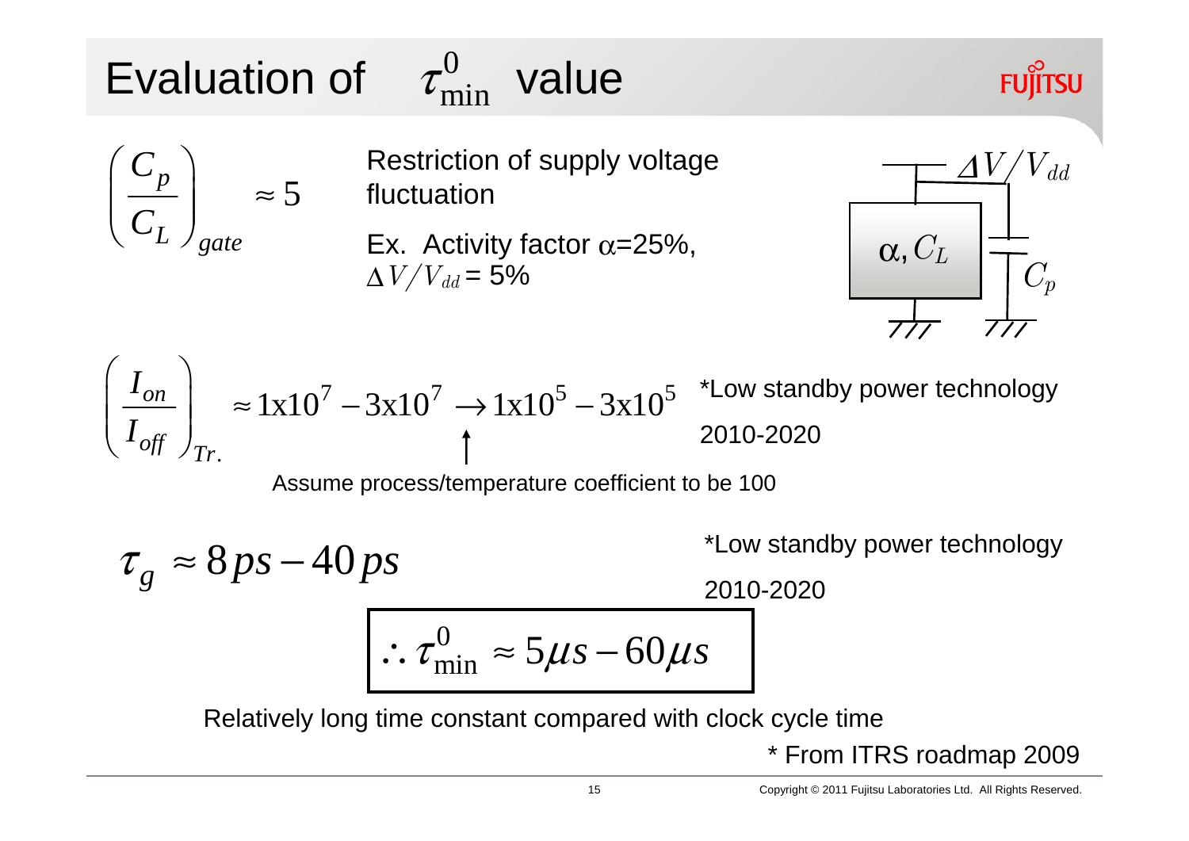# Evaluation of $\tau_{\min}^{0}$ value

$$\left(\frac{C_p}{C_L}\right)_{gate} \approx 5$$

Restriction of supply voltage fluctuation

Ex. Activity factor $\alpha$=25%, $\Delta V/V_{dd}$ = 5%

$\Delta V/V_{dd}$

$\alpha, C_L$

$C_p$

$$\left(\frac{I_{on}}{I_{off}}\right)_{Tr.} \approx 1\text{x}10^7 - 3\text{x}10^7 \rightarrow 1\text{x}10^5 - 3\text{x}10^5$$

*Low standby power technology 2010-2020

Assume process/temperature coefficient to be 100

$$\tau_g \approx 8\,ps - 40\,ps$$

*Low standby power technology 2010-2020

$$\therefore \tau_{\min}^{0} \approx 5\mu s - 60\mu s$$

Relatively long time constant compared with clock cycle time

\* From ITRS roadmap 2009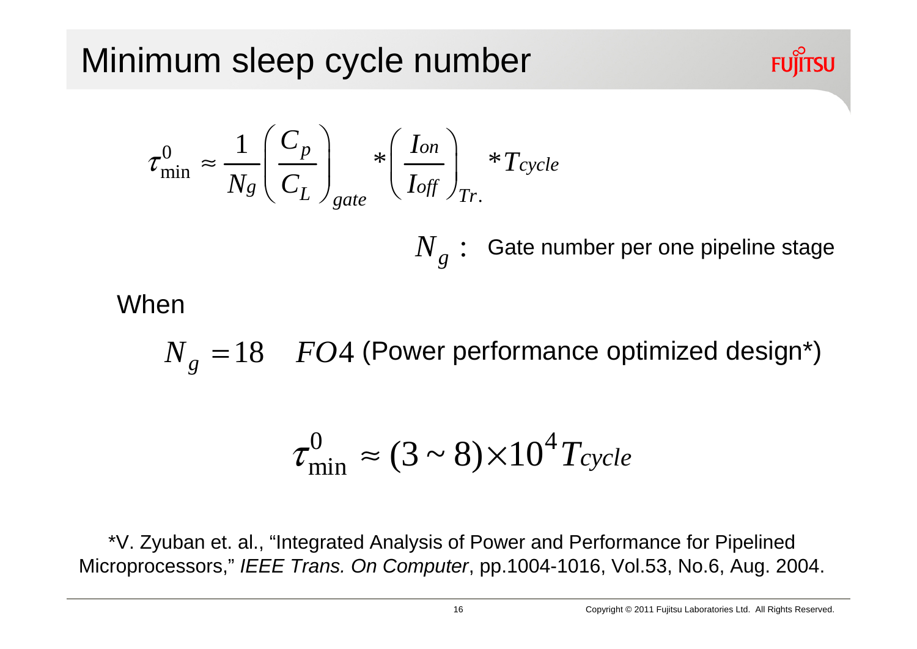# Minimum sleep cycle number

$$\tau^0_{\min} \approx \frac{1}{N_g}\left(\frac{C_p}{C_L}\right)_{gate} * \left(\frac{I_{on}}{I_{off}}\right)_{Tr.} * T_{cycle}$$

$N_g$ : Gate number per one pipeline stage

When

$N_g = 18 \quad FO4$ (Power performance optimized design*)

$$\tau^0_{\min} \approx (3 \sim 8) \times 10^4 T_{cycle}$$

*V. Zyuban et. al., "Integrated Analysis of Power and Performance for Pipelined Microprocessors," *IEEE Trans. On Computer*, pp.1004-1016, Vol.53, No.6, Aug. 2004.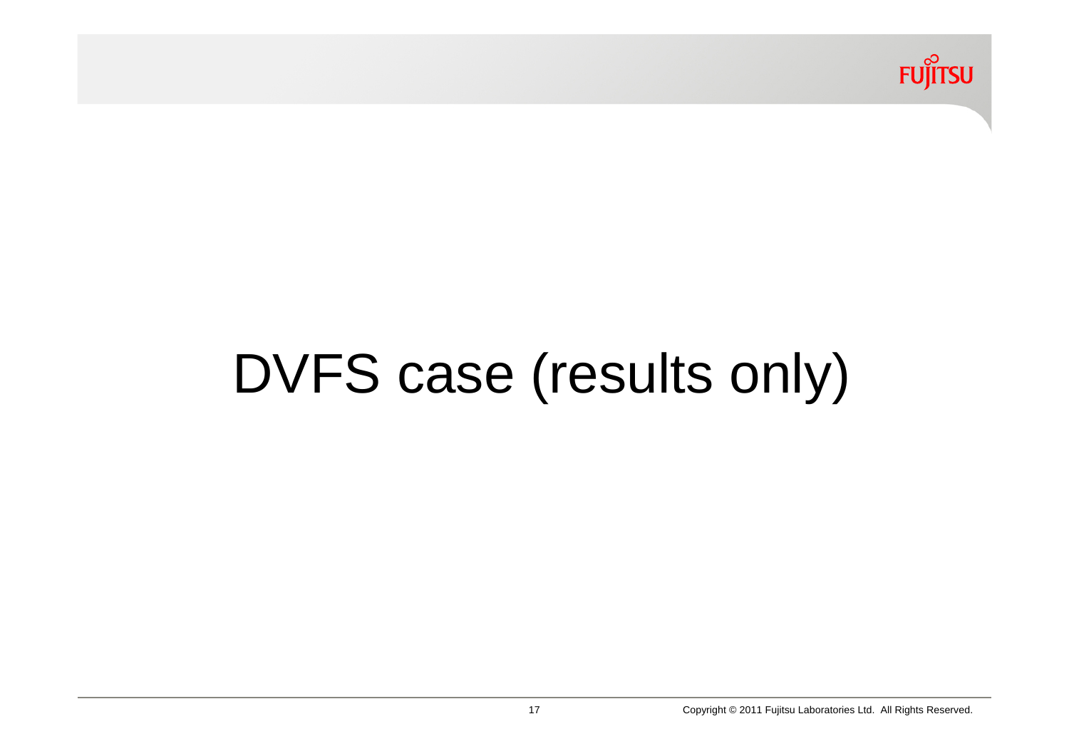# DVFS case (results only)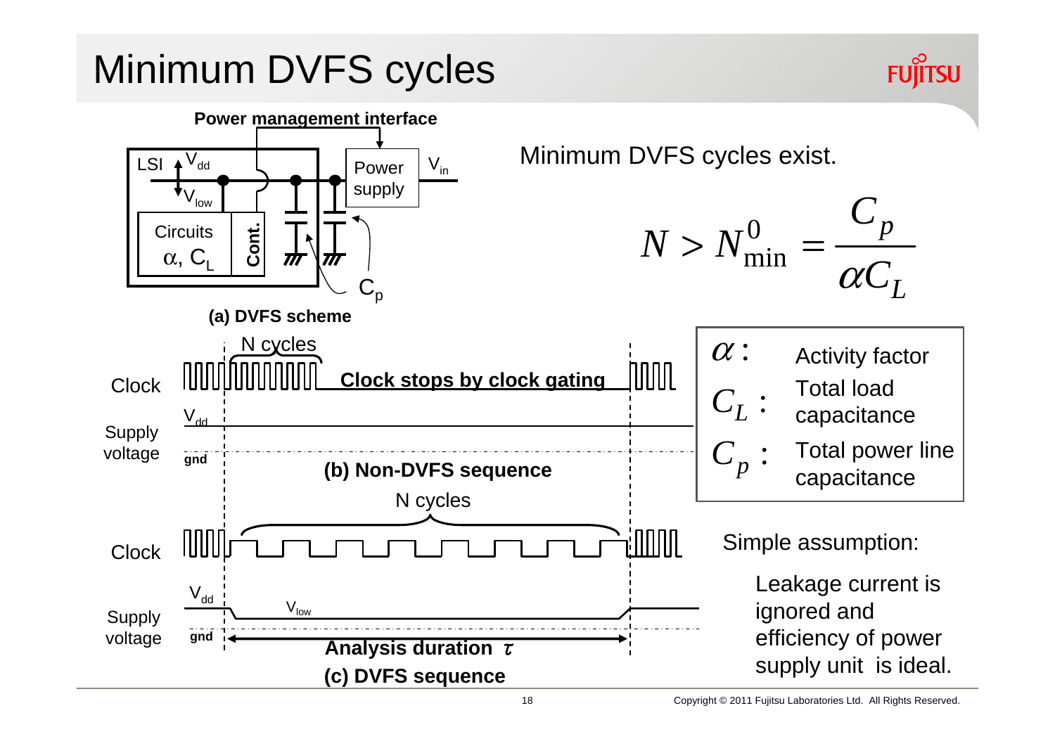# Minimum DVFS cycles

**Power management interface**

LSI, $V_{dd}$, $V_{low}$, Circuits $\alpha$, $C_L$, Cont., Power supply, $V_{in}$, $C_p$

**(a) DVFS scheme**

Clock — N cycles — **Clock stops by clock gating**

Supply voltage — $V_{dd}$ — gnd

**(b) Non-DVFS sequence**

N cycles

Clock

Supply voltage — $V_{dd}$ — $V_{low}$ — gnd

**Analysis duration $\tau$**

**(c) DVFS sequence**

Minimum DVFS cycles exist.

$$N > N^0_{\min} = \frac{C_p}{\alpha C_L}$$

| | |
|---|---|
| $\alpha$ : | Activity factor |
| $C_L$ : | Total load capacitance |
| $C_p$ : | Total power line capacitance |

Simple assumption:

Leakage current is ignored and efficiency of power supply unit is ideal.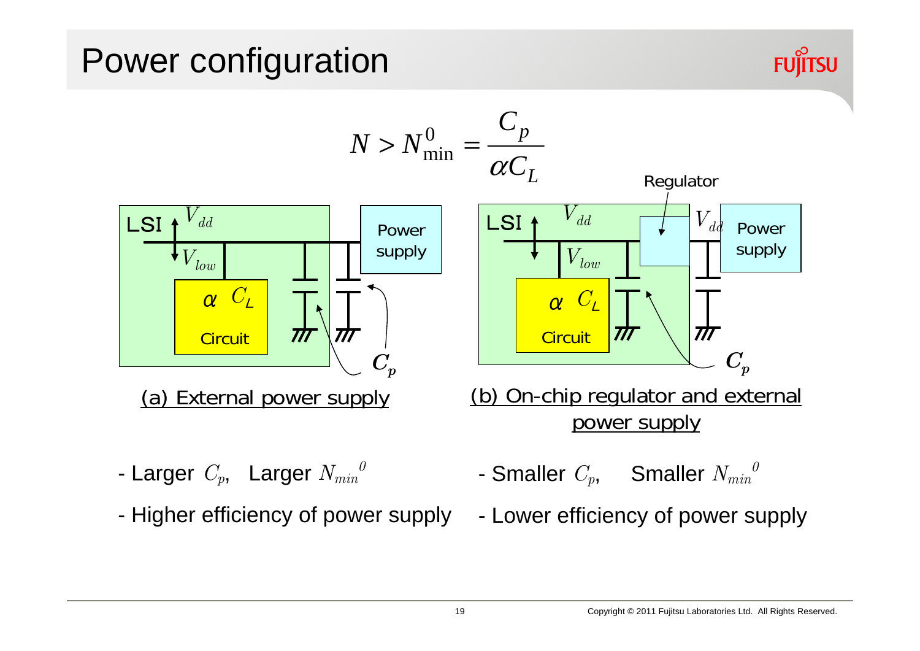# Power configuration

$$N > N_{\min}^{0} = \frac{C_p}{\alpha C_L}$$

LSI $V_{dd}$ $V_{low}$ $\alpha$ $C_L$ Circuit Power supply $C_p$

(a) External power supply

Regulator LSI $V_{dd}$ $V_{low}$ $\alpha$ $C_L$ Circuit $V_{dd}$ Power supply $C_p$

(b) On-chip regulator and external power supply

(a):

- Larger $C_p$, Larger $N_{min}^{0}$
- Higher efficiency of power supply

(b):

- Smaller $C_p$, Smaller $N_{min}^{0}$
- Lower efficiency of power supply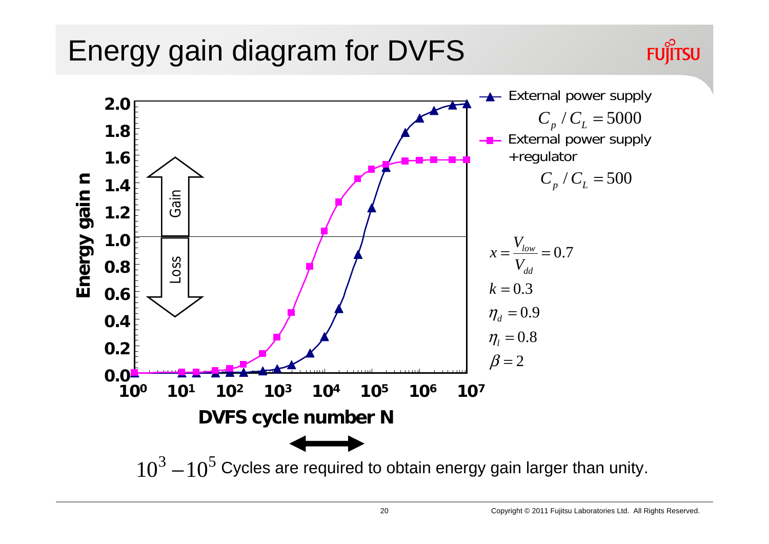# Energy gain diagram for DVFS

External power supply

$C_p / C_L = 5000$

External power supply +regulator

$C_p / C_L = 500$

$x = \frac{V_{low}}{V_{dd}} = 0.7$

$k = 0.3$

$\eta_d = 0.9$

$\eta_l = 0.8$

$\beta = 2$

Energy gain n

DVFS cycle number N

Gain

Loss

$10^3 - 10^5$ Cycles are required to obtain energy gain larger than unity.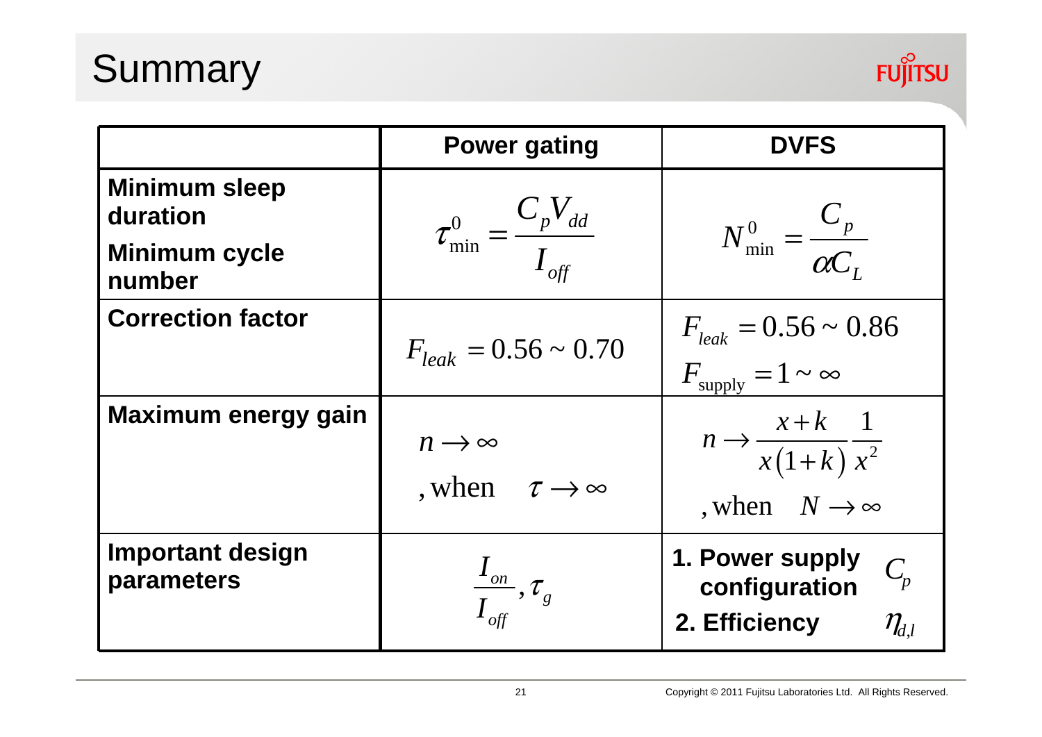# Summary

| | Power gating | DVFS |
|---|---|---|
| **Minimum sleep duration** / **Minimum cycle number** | $\tau_{\min}^{0} = \dfrac{C_p V_{dd}}{I_{off}}$ | $N_{\min}^{0} = \dfrac{C_p}{\alpha C_L}$ |
| **Correction factor** | $F_{leak} = 0.56 \sim 0.70$ | $F_{leak} = 0.56 \sim 0.86$ <br> $F_{\text{supply}} = 1 \sim \infty$ |
| **Maximum energy gain** | $n \rightarrow \infty$ <br> , when $\tau \rightarrow \infty$ | $n \rightarrow \dfrac{x+k}{x(1+k)} \dfrac{1}{x^2}$ <br> , when $N \rightarrow \infty$ |
| **Important design parameters** | $\dfrac{I_{on}}{I_{off}}, \tau_g$ | **1. Power supply configuration** $C_p$ <br> **2. Efficiency** $\eta_{d,l}$ |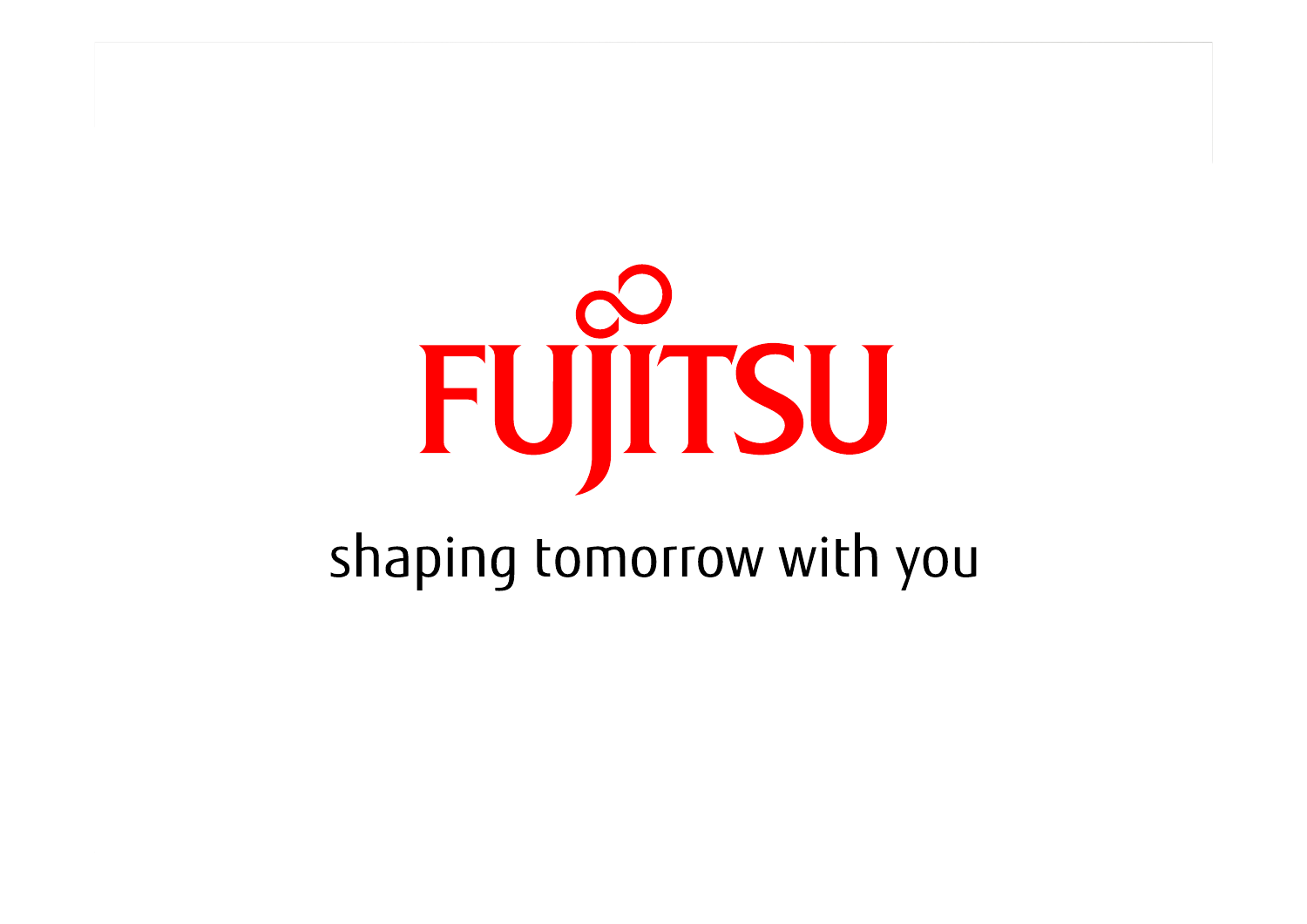FUJITSU

shaping tomorrow with you